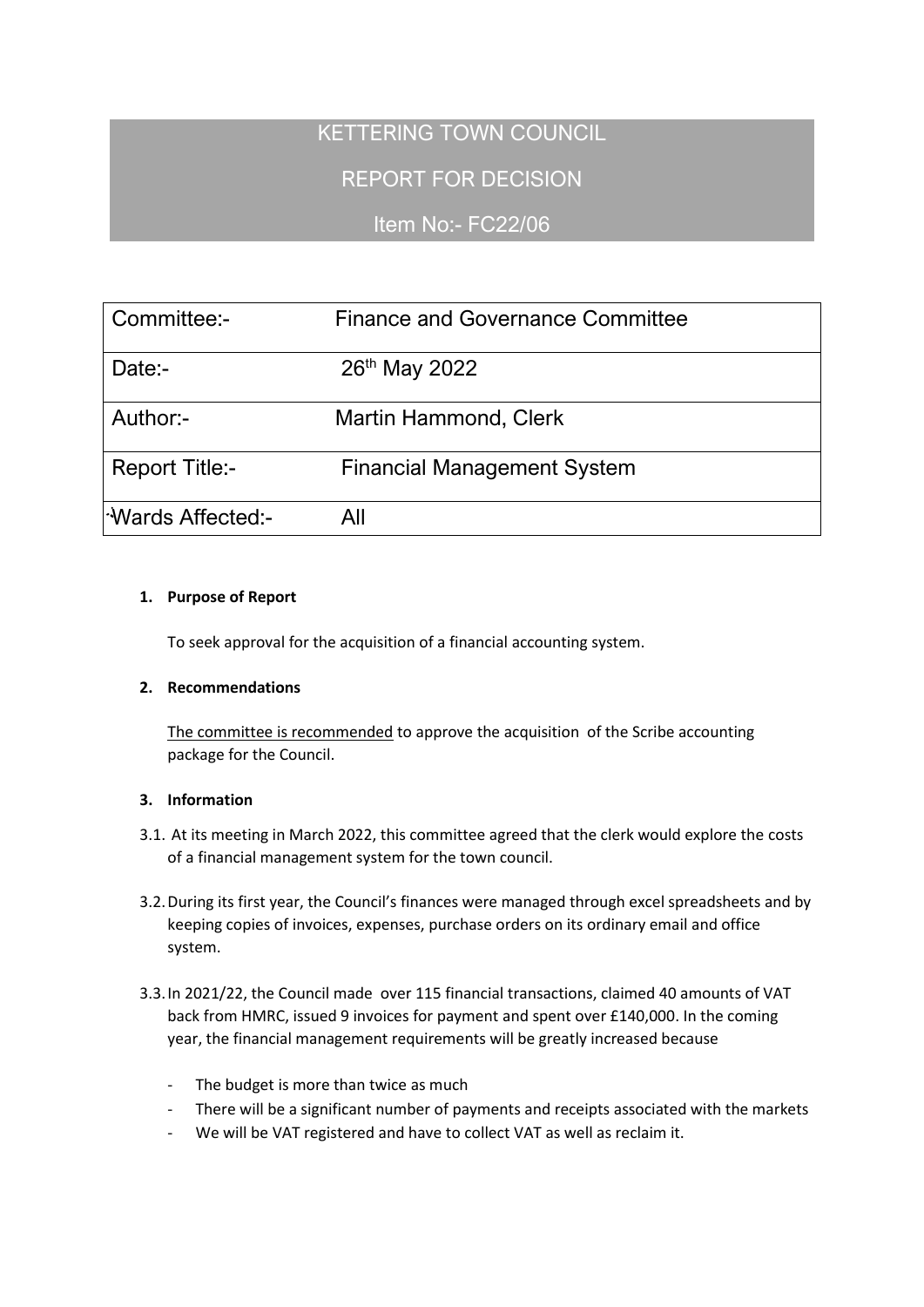# KETTERING TOWN COUNCIL

## REPORT FOR DECISION

## Item No:- FC22/06

| | |
|---|---|
| Committee:- | Finance and Governance Committee |
| Date:- | 26th May 2022 |
| Author:- | Martin Hammond, Clerk |
| Report Title:- | Financial Management System |
| Wards Affected:- | All |

**1. Purpose of Report**

To seek approval for the acquisition of a financial accounting system.

**2. Recommendations**

The committee is recommended to approve the acquisition of the Scribe accounting package for the Council.

**3. Information**

3.1. At its meeting in March 2022, this committee agreed that the clerk would explore the costs of a financial management system for the town council.

3.2. During its first year, the Council's finances were managed through excel spreadsheets and by keeping copies of invoices, expenses, purchase orders on its ordinary email and office system.

3.3. In 2021/22, the Council made over 115 financial transactions, claimed 40 amounts of VAT back from HMRC, issued 9 invoices for payment and spent over £140,000. In the coming year, the financial management requirements will be greatly increased because

- The budget is more than twice as much
- There will be a significant number of payments and receipts associated with the markets
- We will be VAT registered and have to collect VAT as well as reclaim it.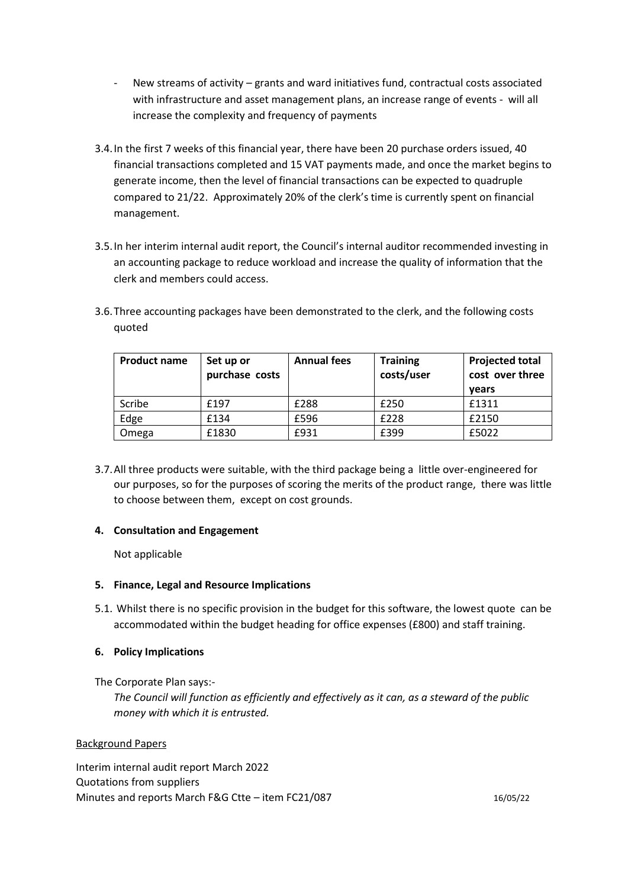- New streams of activity – grants and ward initiatives fund, contractual costs associated with infrastructure and asset management plans, an increase range of events - will all increase the complexity and frequency of payments

3.4. In the first 7 weeks of this financial year, there have been 20 purchase orders issued, 40 financial transactions completed and 15 VAT payments made, and once the market begins to generate income, then the level of financial transactions can be expected to quadruple compared to 21/22. Approximately 20% of the clerk's time is currently spent on financial management.

3.5. In her interim internal audit report, the Council's internal auditor recommended investing in an accounting package to reduce workload and increase the quality of information that the clerk and members could access.

3.6. Three accounting packages have been demonstrated to the clerk, and the following costs quoted

| Product name | Set up or purchase costs | Annual fees | Training costs/user | Projected total cost over three years |
|---|---|---|---|---|
| Scribe | £197 | £288 | £250 | £1311 |
| Edge | £134 | £596 | £228 | £2150 |
| Omega | £1830 | £931 | £399 | £5022 |

3.7. All three products were suitable, with the third package being a little over-engineered for our purposes, so for the purposes of scoring the merits of the product range, there was little to choose between them, except on cost grounds.

**4. Consultation and Engagement**

Not applicable

**5. Finance, Legal and Resource Implications**

5.1. Whilst there is no specific provision in the budget for this software, the lowest quote can be accommodated within the budget heading for office expenses (£800) and staff training.

**6. Policy Implications**

The Corporate Plan says:-

*The Council will function as efficiently and effectively as it can, as a steward of the public money with which it is entrusted.*

Background Papers

Interim internal audit report March 2022
Quotations from suppliers
Minutes and reports March F&G Ctte – item FC21/087

16/05/22